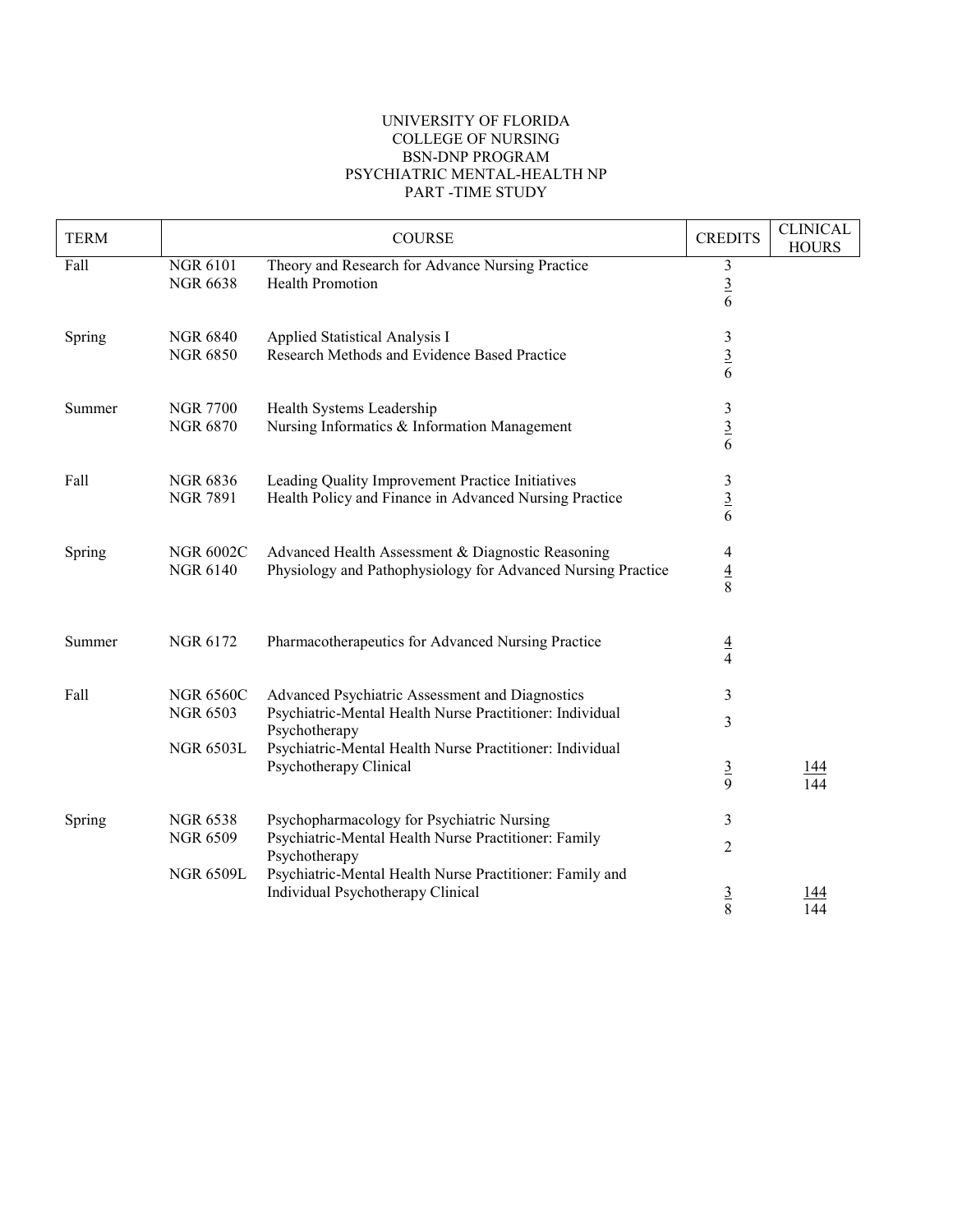UNIVERSITY OF FLORIDA
COLLEGE OF NURSING
BSN-DNP PROGRAM
PSYCHIATRIC MENTAL-HEALTH NP
PART -TIME STUDY

| TERM | | COURSE | CREDITS | CLINICAL HOURS |
|---|---|---|---|---|
| Fall | NGR 6101 | Theory and Research for Advance Nursing Practice | 3 | |
| | NGR 6638 | Health Promotion | 3 | |
| | | | 6 | |
| Spring | NGR 6840 | Applied Statistical Analysis I | 3 | |
| | NGR 6850 | Research Methods and Evidence Based Practice | 3 | |
| | | | 6 | |
| Summer | NGR 7700 | Health Systems Leadership | 3 | |
| | NGR 6870 | Nursing Informatics & Information Management | 3 | |
| | | | 6 | |
| Fall | NGR 6836 | Leading Quality Improvement Practice Initiatives | 3 | |
| | NGR 7891 | Health Policy and Finance in Advanced Nursing Practice | 3 | |
| | | | 6 | |
| Spring | NGR 6002C | Advanced Health Assessment & Diagnostic Reasoning | 4 | |
| | NGR 6140 | Physiology and Pathophysiology for Advanced Nursing Practice | 4 | |
| | | | 8 | |
| Summer | NGR 6172 | Pharmacotherapeutics for Advanced Nursing Practice | 4 | |
| | | | 4 | |
| Fall | NGR 6560C | Advanced Psychiatric Assessment and Diagnostics | 3 | |
| | NGR 6503 | Psychiatric-Mental Health Nurse Practitioner: Individual Psychotherapy | 3 | |
| | NGR 6503L | Psychiatric-Mental Health Nurse Practitioner: Individual Psychotherapy Clinical | 3 | 144 |
| | | | 9 | 144 |
| Spring | NGR 6538 | Psychopharmacology for Psychiatric Nursing | 3 | |
| | NGR 6509 | Psychiatric-Mental Health Nurse Practitioner: Family Psychotherapy | 2 | |
| | NGR 6509L | Psychiatric-Mental Health Nurse Practitioner: Family and Individual Psychotherapy Clinical | 3 | 144 |
| | | | 8 | 144 |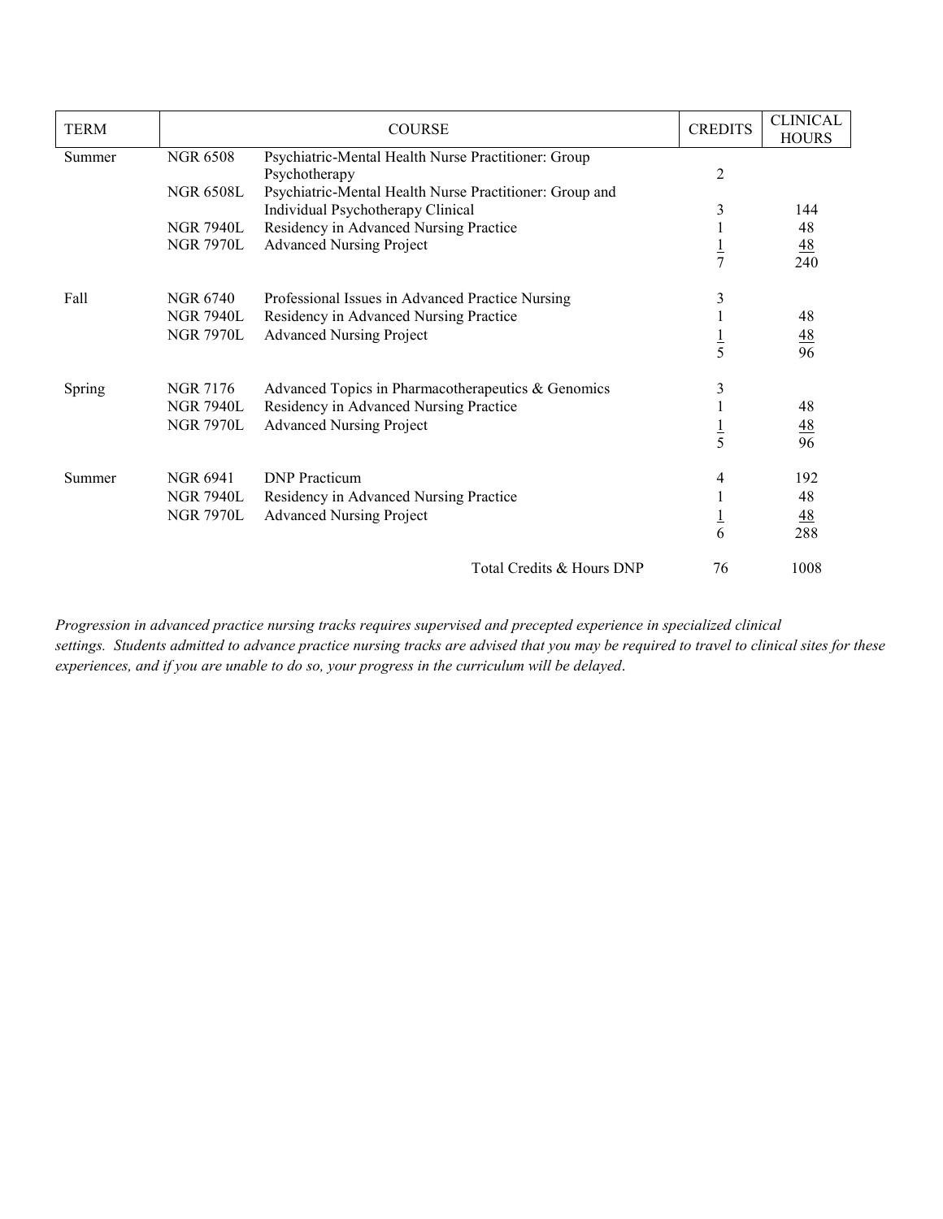| TERM | COURSE | | CREDITS | CLINICAL HOURS |
|---|---|---|---|---|
| Summer | NGR 6508 | Psychiatric-Mental Health Nurse Practitioner: Group Psychotherapy | 2 | |
| | NGR 6508L | Psychiatric-Mental Health Nurse Practitioner: Group and Individual Psychotherapy Clinical | 3 | 144 |
| | NGR 7940L | Residency in Advanced Nursing Practice | 1 | 48 |
| | NGR 7970L | Advanced Nursing Project | 1 | 48 |
| | | | 7 | 240 |
| Fall | NGR 6740 | Professional Issues in Advanced Practice Nursing | 3 | |
| | NGR 7940L | Residency in Advanced Nursing Practice | 1 | 48 |
| | NGR 7970L | Advanced Nursing Project | 1 | 48 |
| | | | 5 | 96 |
| Spring | NGR 7176 | Advanced Topics in Pharmacotherapeutics & Genomics | 3 | |
| | NGR 7940L | Residency in Advanced Nursing Practice | 1 | 48 |
| | NGR 7970L | Advanced Nursing Project | 1 | 48 |
| | | | 5 | 96 |
| Summer | NGR 6941 | DNP Practicum | 4 | 192 |
| | NGR 7940L | Residency in Advanced Nursing Practice | 1 | 48 |
| | NGR 7970L | Advanced Nursing Project | 1 | 48 |
| | | | 6 | 288 |
| | | Total Credits & Hours DNP | 76 | 1008 |

*Progression in advanced practice nursing tracks requires supervised and precepted experience in specialized clinical settings. Students admitted to advance practice nursing tracks are advised that you may be required to travel to clinical sites for these experiences, and if you are unable to do so, your progress in the curriculum will be delayed*.